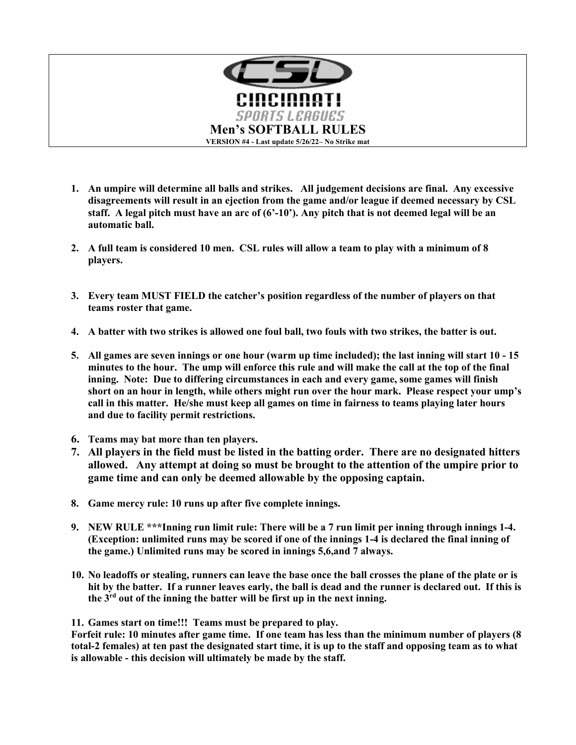# CINCINNATI SPORTS LEAGUES

## Men's SOFTBALL RULES

**VERSION #4 - Last update 5/26/22– No Strike mat**

1. **An umpire will determine all balls and strikes. All judgement decisions are final. Any excessive disagreements will result in an ejection from the game and/or league if deemed necessary by CSL staff. A legal pitch must have an arc of (6'-10'). Any pitch that is not deemed legal will be an automatic ball.**

2. **A full team is considered 10 men. CSL rules will allow a team to play with a minimum of 8 players.**

3. **Every team MUST FIELD the catcher's position regardless of the number of players on that teams roster that game.**

4. **A batter with two strikes is allowed one foul ball, two fouls with two strikes, the batter is out.**

5. **All games are seven innings or one hour (warm up time included); the last inning will start 10 - 15 minutes to the hour. The ump will enforce this rule and will make the call at the top of the final inning. Note: Due to differing circumstances in each and every game, some games will finish short on an hour in length, while others might run over the hour mark. Please respect your ump's call in this matter. He/she must keep all games on time in fairness to teams playing later hours and due to facility permit restrictions.**

6. **Teams may bat more than ten players.**

7. **All players in the field must be listed in the batting order. There are no designated hitters allowed. Any attempt at doing so must be brought to the attention of the umpire prior to game time and can only be deemed allowable by the opposing captain.**

8. **Game mercy rule: 10 runs up after five complete innings.**

9. **NEW RULE \*\*\*Inning run limit rule: There will be a 7 run limit per inning through innings 1-4. (Exception: unlimited runs may be scored if one of the innings 1-4 is declared the final inning of the game.) Unlimited runs may be scored in innings 5,6,and 7 always.**

10. **No leadoffs or stealing, runners can leave the base once the ball crosses the plane of the plate or is hit by the batter. If a runner leaves early, the ball is dead and the runner is declared out. If this is the 3rd out of the inning the batter will be first up in the next inning.**

11. **Games start on time!!! Teams must be prepared to play.**

**Forfeit rule: 10 minutes after game time. If one team has less than the minimum number of players (8 total-2 females) at ten past the designated start time, it is up to the staff and opposing team as to what is allowable - this decision will ultimately be made by the staff.**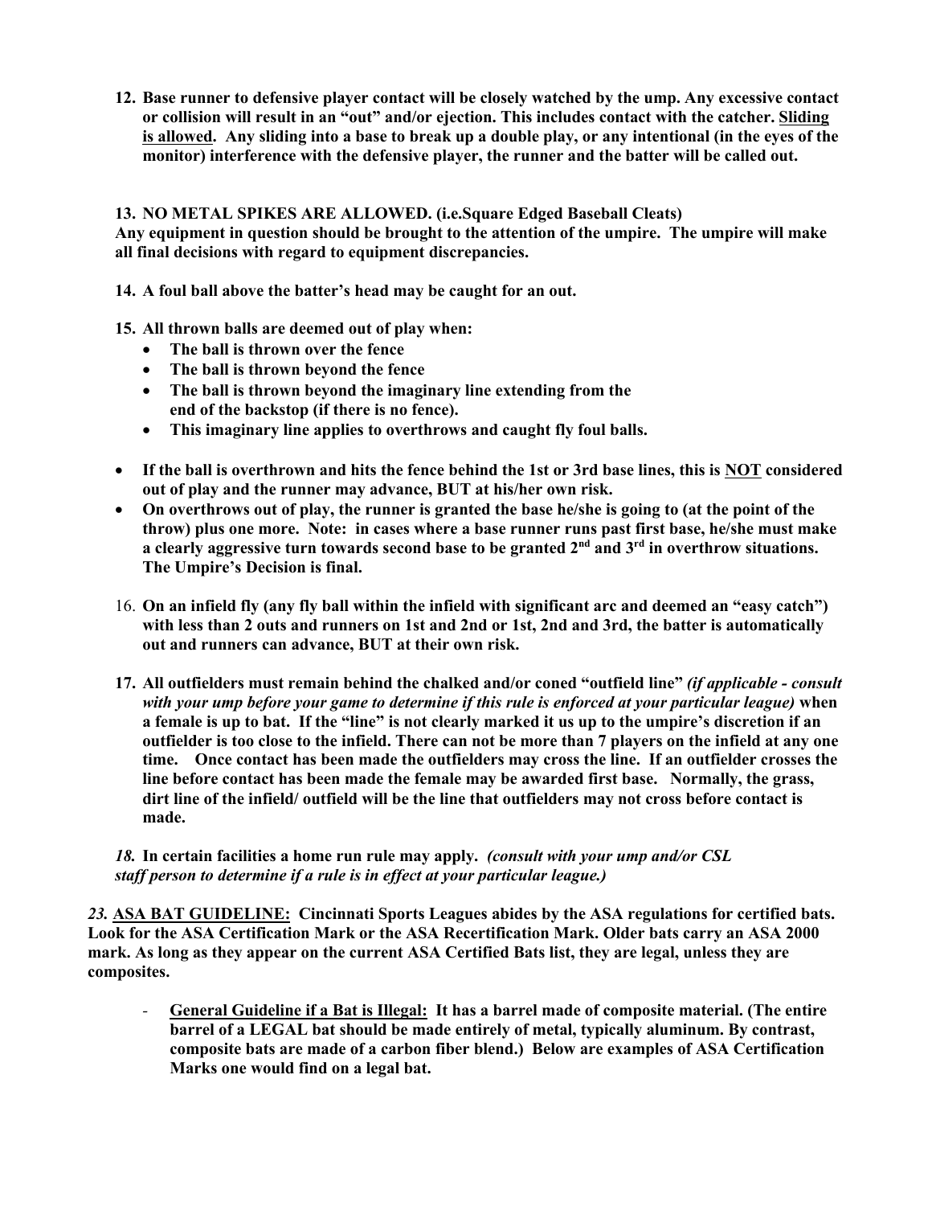12. **Base runner to defensive player contact will be closely watched by the ump. Any excessive contact or collision will result in an "out" and/or ejection. This includes contact with the catcher. <u>Sliding is allowed</u>. Any sliding into a base to break up a double play, or any intentional (in the eyes of the monitor) interference with the defensive player, the runner and the batter will be called out.**

13. **NO METAL SPIKES ARE ALLOWED. (i.e.Square Edged Baseball Cleats)**
**Any equipment in question should be brought to the attention of the umpire. The umpire will make all final decisions with regard to equipment discrepancies.**

14. **A foul ball above the batter's head may be caught for an out.**

15. **All thrown balls are deemed out of play when:**
    - **The ball is thrown over the fence**
    - **The ball is thrown beyond the fence**
    - **The ball is thrown beyond the imaginary line extending from the end of the backstop (if there is no fence).**
    - **This imaginary line applies to overthrows and caught fly foul balls.**

- **If the ball is overthrown and hits the fence behind the 1st or 3rd base lines, this is <u>NOT</u> considered out of play and the runner may advance, BUT at his/her own risk.**
- **On overthrows out of play, the runner is granted the base he/she is going to (at the point of the throw) plus one more. Note: in cases where a base runner runs past first base, he/she must make a clearly aggressive turn towards second base to be granted 2nd and 3rd in overthrow situations. The Umpire's Decision is final.**

16. **On an infield fly (any fly ball within the infield with significant arc and deemed an "easy catch") with less than 2 outs and runners on 1st and 2nd or 1st, 2nd and 3rd, the batter is automatically out and runners can advance, BUT at their own risk.**

17. **All outfielders must remain behind the chalked and/or coned "outfield line"** ***(if applicable - consult with your ump before your game to determine if this rule is enforced at your particular league)*** **when a female is up to bat. If the "line" is not clearly marked it us up to the umpire's discretion if an outfielder is too close to the infield. There can not be more than 7 players on the infield at any one time. Once contact has been made the outfielders may cross the line. If an outfielder crosses the line before contact has been made the female may be awarded first base. Normally, the grass, dirt line of the infield/ outfield will be the line that outfielders may not cross before contact is made.**

*18.* **In certain facilities a home run rule may apply.** ***(consult with your ump and/or CSL staff person to determine if a rule is in effect at your particular league.)***

***23.*** **<u>ASA BAT GUIDELINE:</u> Cincinnati Sports Leagues abides by the ASA regulations for certified bats. Look for the ASA Certification Mark or the ASA Recertification Mark. Older bats carry an ASA 2000 mark. As long as they appear on the current ASA Certified Bats list, they are legal, unless they are composites.**

- **<u>General Guideline if a Bat is Illegal:</u> It has a barrel made of composite material. (The entire barrel of a LEGAL bat should be made entirely of metal, typically aluminum. By contrast, composite bats are made of a carbon fiber blend.) Below are examples of ASA Certification Marks one would find on a legal bat.**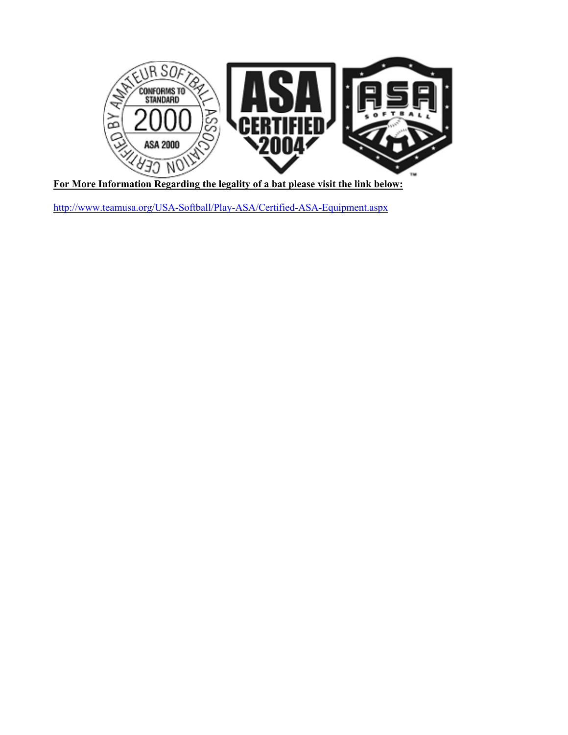**For More Information Regarding the legality of a bat please visit the link below:**

http://www.teamusa.org/USA-Softball/Play-ASA/Certified-ASA-Equipment.aspx